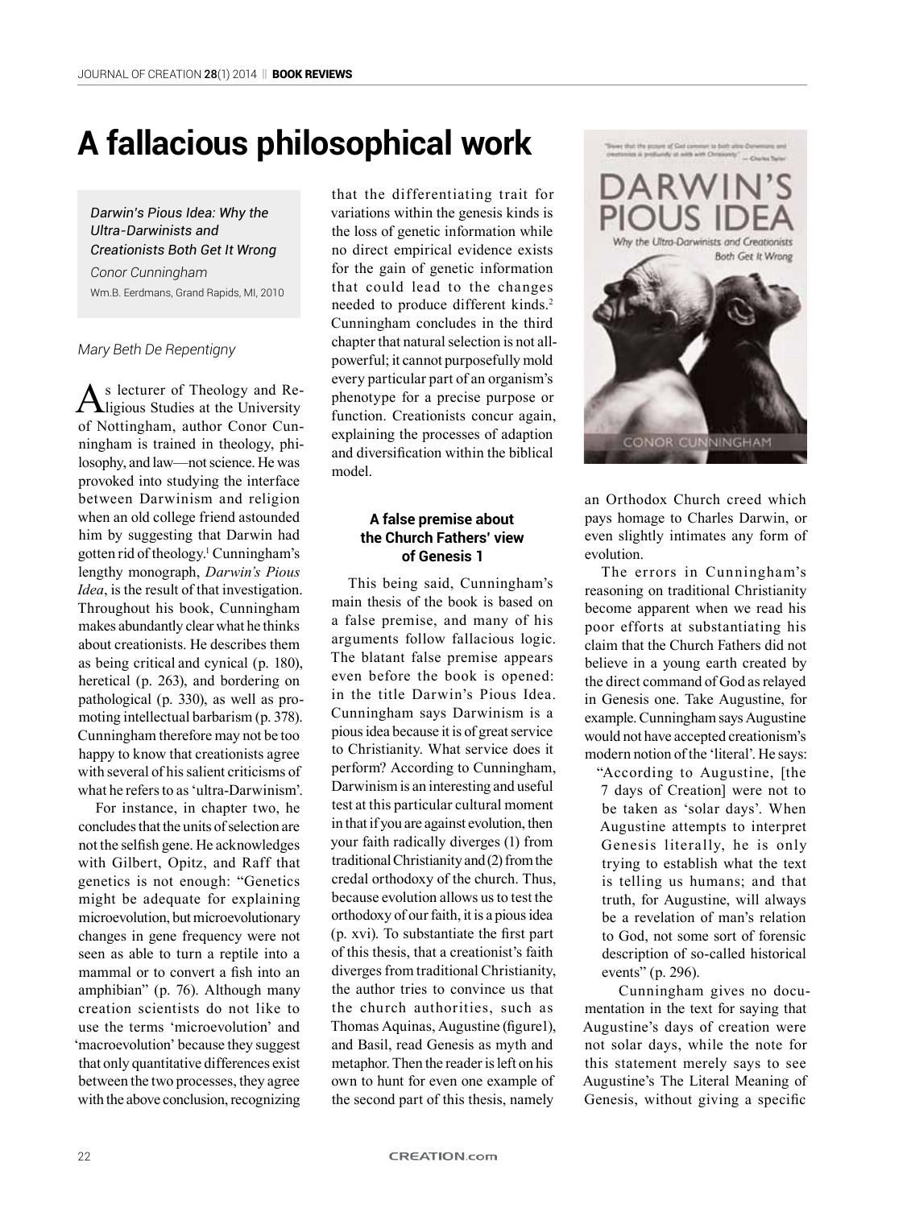# A fallacious philosophical work

*Darwin's Pious Idea: Why the Ultra-Darwinists and Creationists Both Get It Wrong*
*Conor Cunningham*
Wm.B. Eerdmans, Grand Rapids, MI, 2010

*Mary Beth De Repentigny*

As lecturer of Theology and Religious Studies at the University of Nottingham, author Conor Cunningham is trained in theology, philosophy, and law—not science. He was provoked into studying the interface between Darwinism and religion when an old college friend astounded him by suggesting that Darwin had gotten rid of theology.[1] Cunningham's lengthy monograph, *Darwin's Pious Idea*, is the result of that investigation. Throughout his book, Cunningham makes abundantly clear what he thinks about creationists. He describes them as being critical and cynical (p. 180), heretical (p. 263), and bordering on pathological (p. 330), as well as promoting intellectual barbarism (p. 378). Cunningham therefore may not be too happy to know that creationists agree with several of his salient criticisms of what he refers to as 'ultra-Darwinism'.

For instance, in chapter two, he concludes that the units of selection are not the selfish gene. He acknowledges with Gilbert, Opitz, and Raff that genetics is not enough: "Genetics might be adequate for explaining microevolution, but microevolutionary changes in gene frequency were not seen as able to turn a reptile into a mammal or to convert a fish into an amphibian" (p. 76). Although many creation scientists do not like to use the terms 'microevolution' and 'macroevolution' because they suggest that only quantitative differences exist between the two processes, they agree with the above conclusion, recognizing that the differentiating trait for variations within the genesis kinds is the loss of genetic information while no direct empirical evidence exists for the gain of genetic information that could lead to the changes needed to produce different kinds.[2] Cunningham concludes in the third chapter that natural selection is not all-powerful; it cannot purposefully mold every particular part of an organism's phenotype for a precise purpose or function. Creationists concur again, explaining the processes of adaption and diversification within the biblical model.

### A false premise about the Church Fathers' view of Genesis 1

This being said, Cunningham's main thesis of the book is based on a false premise, and many of his arguments follow fallacious logic. The blatant false premise appears even before the book is opened: in the title Darwin's Pious Idea. Cunningham says Darwinism is a pious idea because it is of great service to Christianity. What service does it perform? According to Cunningham, Darwinism is an interesting and useful test at this particular cultural moment in that if you are against evolution, then your faith radically diverges (1) from traditional Christianity and (2) from the credal orthodoxy of the church. Thus, because evolution allows us to test the orthodoxy of our faith, it is a pious idea (p. xvi). To substantiate the first part of this thesis, that a creationist's faith diverges from traditional Christianity, the author tries to convince us that the church authorities, such as Thomas Aquinas, Augustine (figure1), and Basil, read Genesis as myth and metaphor. Then the reader is left on his own to hunt for even one example of the second part of this thesis, namely an Orthodox Church creed which pays homage to Charles Darwin, or even slightly intimates any form of evolution.

The errors in Cunningham's reasoning on traditional Christianity become apparent when we read his poor efforts at substantiating his claim that the Church Fathers did not believe in a young earth created by the direct command of God as relayed in Genesis one. Take Augustine, for example. Cunningham says Augustine would not have accepted creationism's modern notion of the 'literal'. He says:

> "According to Augustine, [the 7 days of Creation] were not to be taken as 'solar days'. When Augustine attempts to interpret Genesis literally, he is only trying to establish what the text is telling us humans; and that truth, for Augustine, will always be a revelation of man's relation to God, not some sort of forensic description of so-called historical events" (p. 296).

Cunningham gives no documentation in the text for saying that Augustine's days of creation were not solar days, while the note for this statement merely says to see Augustine's The Literal Meaning of Genesis, without giving a specific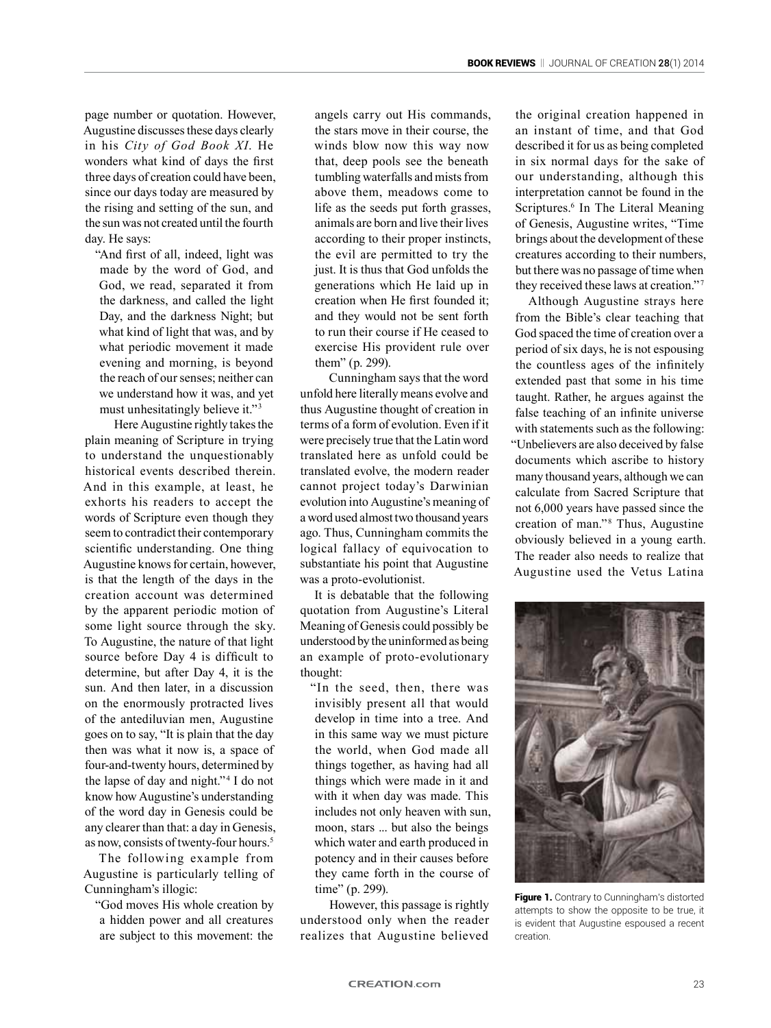page number or quotation. However, Augustine discusses these days clearly in his *City of God Book XI*. He wonders what kind of days the first three days of creation could have been, since our days today are measured by the rising and setting of the sun, and the sun was not created until the fourth day. He says:

> "And first of all, indeed, light was made by the word of God, and God, we read, separated it from the darkness, and called the light Day, and the darkness Night; but what kind of light that was, and by what periodic movement it made evening and morning, is beyond the reach of our senses; neither can we understand how it was, and yet must unhesitatingly believe it."[3]

Here Augustine rightly takes the plain meaning of Scripture in trying to understand the unquestionably historical events described therein. And in this example, at least, he exhorts his readers to accept the words of Scripture even though they seem to contradict their contemporary scientific understanding. One thing Augustine knows for certain, however, is that the length of the days in the creation account was determined by the apparent periodic motion of some light source through the sky. To Augustine, the nature of that light source before Day 4 is difficult to determine, but after Day 4, it is the sun. And then later, in a discussion on the enormously protracted lives of the antediluvian men, Augustine goes on to say, "It is plain that the day then was what it now is, a space of four-and-twenty hours, determined by the lapse of day and night."[4] I do not know how Augustine's understanding of the word day in Genesis could be any clearer than that: a day in Genesis, as now, consists of twenty-four hours.[5]

The following example from Augustine is particularly telling of Cunningham's illogic:

> "God moves His whole creation by a hidden power and all creatures are subject to this movement: the angels carry out His commands, the stars move in their course, the winds blow now this way now that, deep pools see the beneath tumbling waterfalls and mists from above them, meadows come to life as the seeds put forth grasses, animals are born and live their lives according to their proper instincts, the evil are permitted to try the just. It is thus that God unfolds the generations which He laid up in creation when He first founded it; and they would not be sent forth to run their course if He ceased to exercise His provident rule over them" (p. 299).

Cunningham says that the word unfold here literally means evolve and thus Augustine thought of creation in terms of a form of evolution. Even if it were precisely true that the Latin word translated here as unfold could be translated evolve, the modern reader cannot project today's Darwinian evolution into Augustine's meaning of a word used almost two thousand years ago. Thus, Cunningham commits the logical fallacy of equivocation to substantiate his point that Augustine was a proto-evolutionist.

It is debatable that the following quotation from Augustine's Literal Meaning of Genesis could possibly be understood by the uninformed as being an example of proto-evolutionary thought:

> "In the seed, then, there was invisibly present all that would develop in time into a tree. And in this same way we must picture the world, when God made all things together, as having had all things which were made in it and with it when day was made. This includes not only heaven with sun, moon, stars ... but also the beings which water and earth produced in potency and in their causes before they came forth in the course of time" (p. 299).

However, this passage is rightly understood only when the reader realizes that Augustine believed the original creation happened in an instant of time, and that God described it for us as being completed in six normal days for the sake of our understanding, although this interpretation cannot be found in the Scriptures.[6] In The Literal Meaning of Genesis, Augustine writes, "Time brings about the development of these creatures according to their numbers, but there was no passage of time when they received these laws at creation."[7]

Although Augustine strays here from the Bible's clear teaching that God spaced the time of creation over a period of six days, he is not espousing the countless ages of the infinitely extended past that some in his time taught. Rather, he argues against the false teaching of an infinite universe with statements such as the following:

> "Unbelievers are also deceived by false documents which ascribe to history many thousand years, although we can calculate from Sacred Scripture that not 6,000 years have passed since the creation of man."[8] Thus, Augustine obviously believed in a young earth.

The reader also needs to realize that Augustine used the Vetus Latina

**Figure 1.** Contrary to Cunningham's distorted attempts to show the opposite to be true, it is evident that Augustine espoused a recent creation.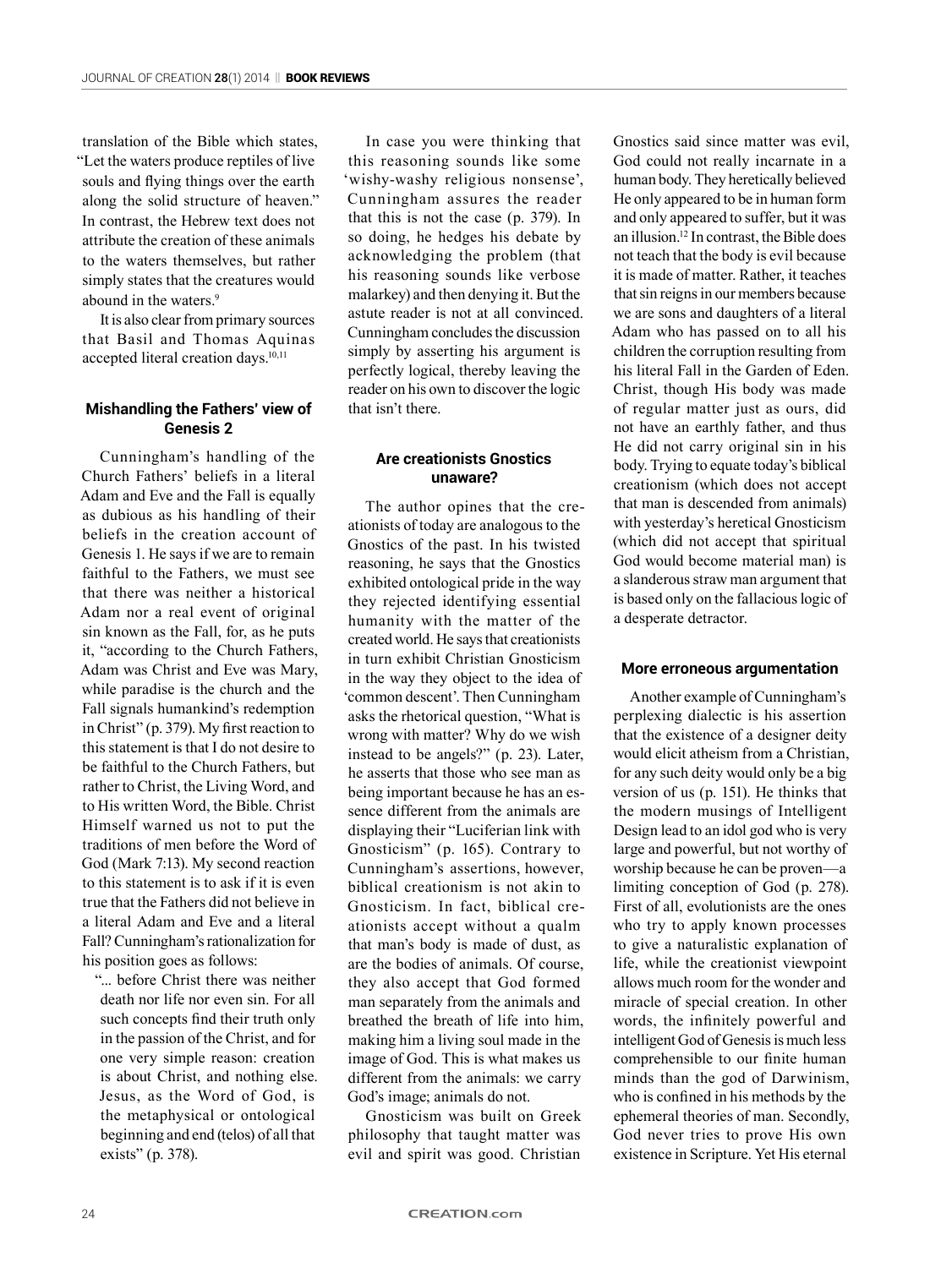translation of the Bible which states, "Let the waters produce reptiles of live souls and flying things over the earth along the solid structure of heaven." In contrast, the Hebrew text does not attribute the creation of these animals to the waters themselves, but rather simply states that the creatures would abound in the waters.[9]

It is also clear from primary sources that Basil and Thomas Aquinas accepted literal creation days.[10,11]

### Mishandling the Fathers' view of Genesis 2

Cunningham's handling of the Church Fathers' beliefs in a literal Adam and Eve and the Fall is equally as dubious as his handling of their beliefs in the creation account of Genesis 1. He says if we are to remain faithful to the Fathers, we must see that there was neither a historical Adam nor a real event of original sin known as the Fall, for, as he puts it, "according to the Church Fathers, Adam was Christ and Eve was Mary, while paradise is the church and the Fall signals humankind's redemption in Christ" (p. 379). My first reaction to this statement is that I do not desire to be faithful to the Church Fathers, but rather to Christ, the Living Word, and to His written Word, the Bible. Christ Himself warned us not to put the traditions of men before the Word of God (Mark 7:13). My second reaction to this statement is to ask if it is even true that the Fathers did not believe in a literal Adam and Eve and a literal Fall? Cunningham's rationalization for his position goes as follows:

> "... before Christ there was neither death nor life nor even sin. For all such concepts find their truth only in the passion of the Christ, and for one very simple reason: creation is about Christ, and nothing else. Jesus, as the Word of God, is the metaphysical or ontological beginning and end (telos) of all that exists" (p. 378).

In case you were thinking that this reasoning sounds like some 'wishy-washy religious nonsense', Cunningham assures the reader that this is not the case (p. 379). In so doing, he hedges his debate by acknowledging the problem (that his reasoning sounds like verbose malarkey) and then denying it. But the astute reader is not at all convinced. Cunningham concludes the discussion simply by asserting his argument is perfectly logical, thereby leaving the reader on his own to discover the logic that isn't there.

### Are creationists Gnostics unaware?

The author opines that the creationists of today are analogous to the Gnostics of the past. In his twisted reasoning, he says that the Gnostics exhibited ontological pride in the way they rejected identifying essential humanity with the matter of the created world. He says that creationists in turn exhibit Christian Gnosticism in the way they object to the idea of 'common descent'. Then Cunningham asks the rhetorical question, "What is wrong with matter? Why do we wish instead to be angels?" (p. 23). Later, he asserts that those who see man as being important because he has an essence different from the animals are displaying their "Luciferian link with Gnosticism" (p. 165). Contrary to Cunningham's assertions, however, biblical creationism is not akin to Gnosticism. In fact, biblical creationists accept without a qualm that man's body is made of dust, as are the bodies of animals. Of course, they also accept that God formed man separately from the animals and breathed the breath of life into him, making him a living soul made in the image of God. This is what makes us different from the animals: we carry God's image; animals do not.

Gnosticism was built on Greek philosophy that taught matter was evil and spirit was good. Christian Gnostics said since matter was evil, God could not really incarnate in a human body. They heretically believed He only appeared to be in human form and only appeared to suffer, but it was an illusion.[12] In contrast, the Bible does not teach that the body is evil because it is made of matter. Rather, it teaches that sin reigns in our members because we are sons and daughters of a literal Adam who has passed on to all his children the corruption resulting from his literal Fall in the Garden of Eden. Christ, though His body was made of regular matter just as ours, did not have an earthly father, and thus He did not carry original sin in his body. Trying to equate today's biblical creationism (which does not accept that man is descended from animals) with yesterday's heretical Gnosticism (which did not accept that spiritual God would become material man) is a slanderous straw man argument that is based only on the fallacious logic of a desperate detractor.

### More erroneous argumentation

Another example of Cunningham's perplexing dialectic is his assertion that the existence of a designer deity would elicit atheism from a Christian, for any such deity would only be a big version of us (p. 151). He thinks that the modern musings of Intelligent Design lead to an idol god who is very large and powerful, but not worthy of worship because he can be proven—a limiting conception of God (p. 278). First of all, evolutionists are the ones who try to apply known processes to give a naturalistic explanation of life, while the creationist viewpoint allows much room for the wonder and miracle of special creation. In other words, the infinitely powerful and intelligent God of Genesis is much less comprehensible to our finite human minds than the god of Darwinism, who is confined in his methods by the ephemeral theories of man. Secondly, God never tries to prove His own existence in Scripture. Yet His eternal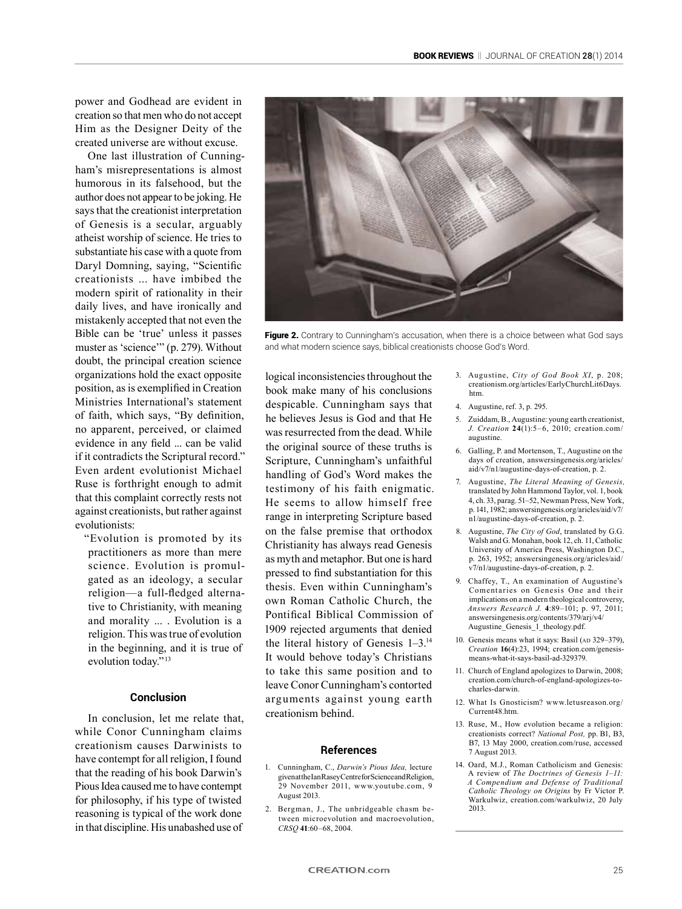power and Godhead are evident in creation so that men who do not accept Him as the Designer Deity of the created universe are without excuse.

One last illustration of Cunningham's misrepresentations is almost humorous in its falsehood, but the author does not appear to be joking. He says that the creationist interpretation of Genesis is a secular, arguably atheist worship of science. He tries to substantiate his case with a quote from Daryl Domning, saying, "Scientific creationists ... have imbibed the modern spirit of rationality in their daily lives, and have ironically and mistakenly accepted that not even the Bible can be 'true' unless it passes muster as 'science'" (p. 279). Without doubt, the principal creation science organizations hold the exact opposite position, as is exemplified in Creation Ministries International's statement of faith, which says, "By definition, no apparent, perceived, or claimed evidence in any field ... can be valid if it contradicts the Scriptural record." Even ardent evolutionist Michael Ruse is forthright enough to admit that this complaint correctly rests not against creationists, but rather against evolutionists:

> "Evolution is promoted by its practitioners as more than mere science. Evolution is promulgated as an ideology, a secular religion—a full-fledged alternative to Christianity, with meaning and morality ... . Evolution is a religion. This was true of evolution in the beginning, and it is true of evolution today."[13]

**Figure 2.** Contrary to Cunningham's accusation, when there is a choice between what God says and what modern science says, biblical creationists choose God's Word.

## Conclusion

In conclusion, let me relate that, while Conor Cunningham claims creationism causes Darwinists to have contempt for all religion, I found that the reading of his book Darwin's Pious Idea caused me to have contempt for philosophy, if his type of twisted reasoning is typical of the work done in that discipline. His unabashed use of logical inconsistencies throughout the book make many of his conclusions despicable. Cunningham says that he believes Jesus is God and that He was resurrected from the dead. While the original source of these truths is Scripture, Cunningham's unfaithful handling of God's Word makes the testimony of his faith enigmatic. He seems to allow himself free range in interpreting Scripture based on the false premise that orthodox Christianity has always read Genesis as myth and metaphor. But one is hard pressed to find substantiation for this thesis. Even within Cunningham's own Roman Catholic Church, the Pontifical Biblical Commission of 1909 rejected arguments that denied the literal history of Genesis 1–3.[14] It would behove today's Christians to take this same position and to leave Conor Cunningham's contorted arguments against young earth creationism behind.

## References

1. Cunningham, C., *Darwin's Pious Idea,* lecture given at the Ian Rasey Centre for Science and Religion, 29 November 2011, www.youtube.com, 9 August 2013.
2. Bergman, J., The unbridgeable chasm between microevolution and macroevolution, *CRSQ* **41**:60–68, 2004.
3. Augustine, *City of God Book XI*, p. 208; creationism.org/articles/EarlyChurchLit6Days.htm.
4. Augustine, ref. 3, p. 295.
5. Zuiddam, B., Augustine: young earth creationist, *J. Creation* **24**(1):5–6, 2010; creation.com/augustine.
6. Galling, P. and Mortenson, T., Augustine on the days of creation, answersingenesis.org/aricles/aid/v7/n1/augustine-days-of-creation, p. 2.
7. Augustine, *The Literal Meaning of Genesis,* translated by John Hammond Taylor, vol. 1, book 4, ch. 33, parag. 51–52, Newman Press, New York, p. 141, 1982; answersingenesis.org/aricles/aid/v7/n1/augustine-days-of-creation, p. 2.
8. Augustine, *The City of God*, translated by G.G. Walsh and G. Monahan, book 12, ch. 11, Catholic University of America Press, Washington D.C., p. 263, 1952; answersingenesis.org/aricles/aid/v7/n1/augustine-days-of-creation, p. 2.
9. Chaffey, T., An examination of Augustine's Comentaries on Genesis One and their implications on a modern theological controversy, *Answers Research J.* **4**:89–101; p. 97, 2011; answersingenesis.org/contents/379/arj/v4/Augustine_Genesis_1_theology.pdf.
10. Genesis means what it says: Basil (AD 329–379), *Creation* **16**(4):23, 1994; creation.com/genesis-means-what-it-says-basil-ad-329379.
11. Church of England apologizes to Darwin, 2008; creation.com/church-of-england-apologizes-to-charles-darwin.
12. What Is Gnosticism? www.letusreason.org/Current48.htm.
13. Ruse, M., How evolution became a religion: creationists correct? *National Post,* pp. B1, B3, B7, 13 May 2000, creation.com/ruse, accessed 7 August 2013.
14. Oard, M.J., Roman Catholicism and Genesis: A review of *The Doctrines of Genesis 1–11: A Compendium and Defense of Traditional Catholic Theology on Origins* by Fr Victor P. Warkulwiz, creation.com/warkulwiz, 20 July 2013.